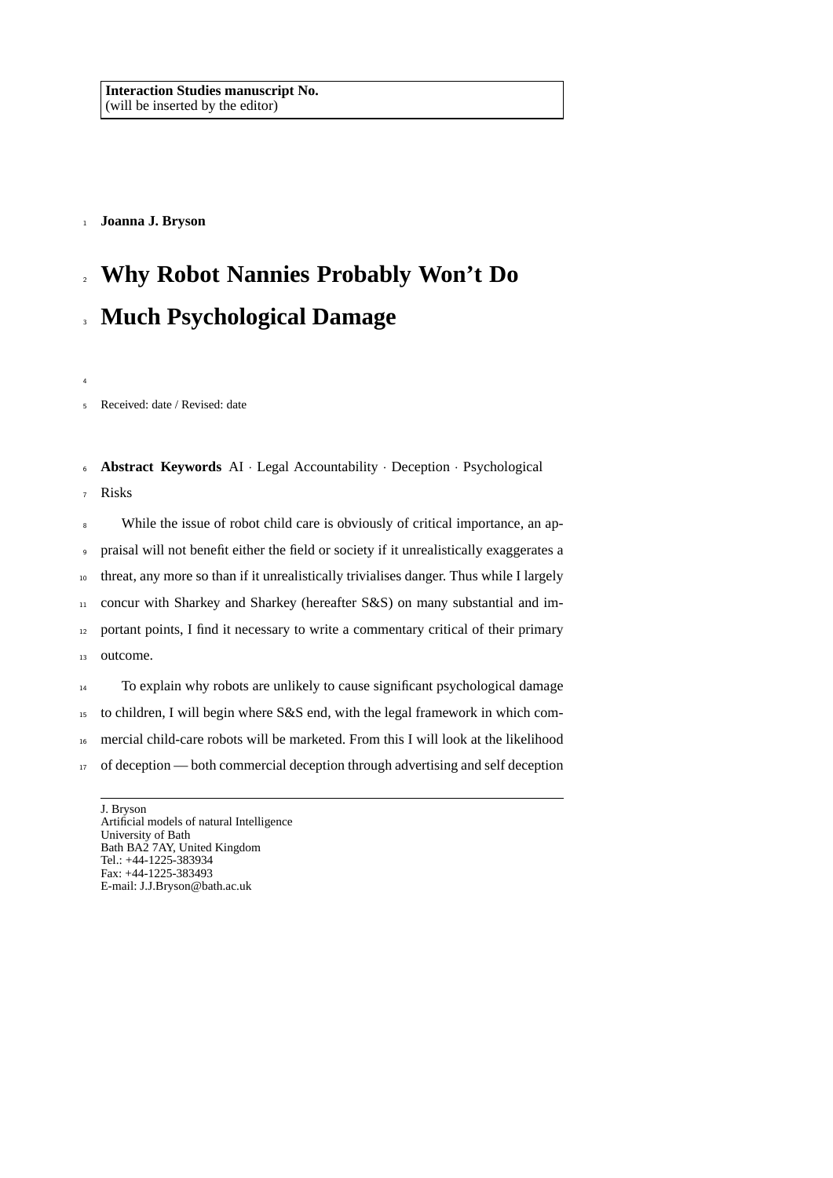**Interaction Studies manuscript No.**
(will be inserted by the editor)

**Joanna J. Bryson**

# Why Robot Nannies Probably Won't Do Much Psychological Damage

Received: date / Revised: date

**Abstract Keywords** AI · Legal Accountability · Deception · Psychological Risks

While the issue of robot child care is obviously of critical importance, an appraisal will not benefit either the field or society if it unrealistically exaggerates a threat, any more so than if it unrealistically trivialises danger. Thus while I largely concur with Sharkey and Sharkey (hereafter S&S) on many substantial and important points, I find it necessary to write a commentary critical of their primary outcome.

To explain why robots are unlikely to cause significant psychological damage to children, I will begin where S&S end, with the legal framework in which commercial child-care robots will be marketed. From this I will look at the likelihood of deception — both commercial deception through advertising and self deception

J. Bryson
Artificial models of natural Intelligence
University of Bath
Bath BA2 7AY, United Kingdom
Tel.: +44-1225-383934
Fax: +44-1225-383493
E-mail: J.J.Bryson@bath.ac.uk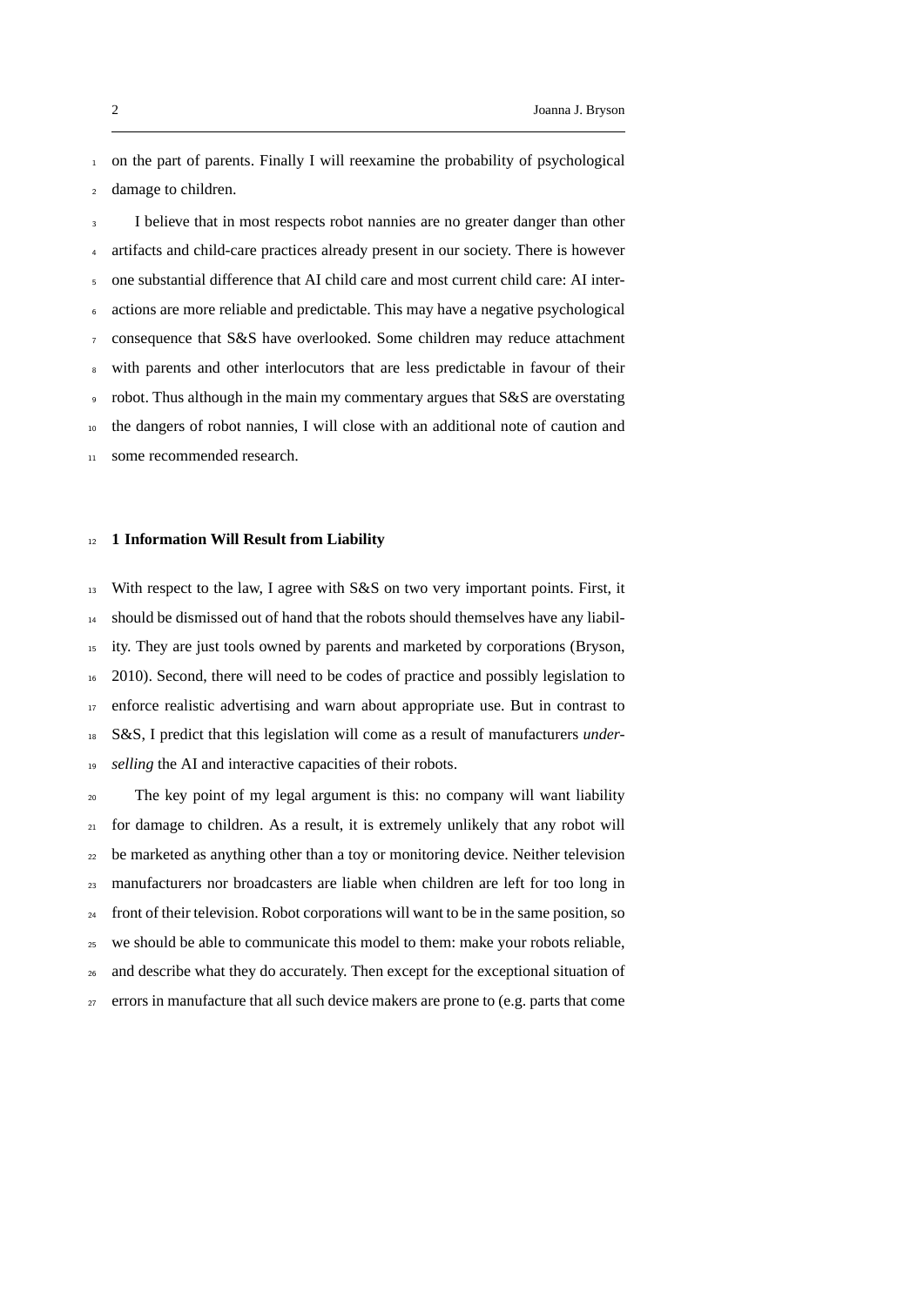on the part of parents. Finally I will reexamine the probability of psychological damage to children.

I believe that in most respects robot nannies are no greater danger than other artifacts and child-care practices already present in our society. There is however one substantial difference that AI child care and most current child care: AI interactions are more reliable and predictable. This may have a negative psychological consequence that S&S have overlooked. Some children may reduce attachment with parents and other interlocutors that are less predictable in favour of their robot. Thus although in the main my commentary argues that S&S are overstating the dangers of robot nannies, I will close with an additional note of caution and some recommended research.

## 1 Information Will Result from Liability

With respect to the law, I agree with S&S on two very important points. First, it should be dismissed out of hand that the robots should themselves have any liability. They are just tools owned by parents and marketed by corporations (Bryson, 2010). Second, there will need to be codes of practice and possibly legislation to enforce realistic advertising and warn about appropriate use. But in contrast to S&S, I predict that this legislation will come as a result of manufacturers *underselling* the AI and interactive capacities of their robots.

The key point of my legal argument is this: no company will want liability for damage to children. As a result, it is extremely unlikely that any robot will be marketed as anything other than a toy or monitoring device. Neither television manufacturers nor broadcasters are liable when children are left for too long in front of their television. Robot corporations will want to be in the same position, so we should be able to communicate this model to them: make your robots reliable, and describe what they do accurately. Then except for the exceptional situation of errors in manufacture that all such device makers are prone to (e.g. parts that come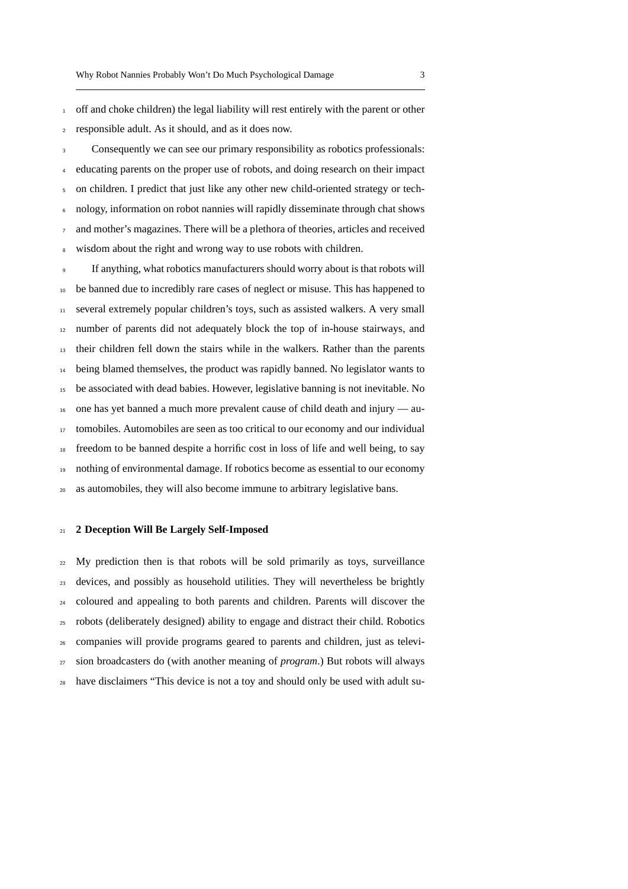off and choke children) the legal liability will rest entirely with the parent or other responsible adult. As it should, and as it does now.

Consequently we can see our primary responsibility as robotics professionals: educating parents on the proper use of robots, and doing research on their impact on children. I predict that just like any other new child-oriented strategy or technology, information on robot nannies will rapidly disseminate through chat shows and mother's magazines. There will be a plethora of theories, articles and received wisdom about the right and wrong way to use robots with children.

If anything, what robotics manufacturers should worry about is that robots will be banned due to incredibly rare cases of neglect or misuse. This has happened to several extremely popular children's toys, such as assisted walkers. A very small number of parents did not adequately block the top of in-house stairways, and their children fell down the stairs while in the walkers. Rather than the parents being blamed themselves, the product was rapidly banned. No legislator wants to be associated with dead babies. However, legislative banning is not inevitable. No one has yet banned a much more prevalent cause of child death and injury — automobiles. Automobiles are seen as too critical to our economy and our individual freedom to be banned despite a horrific cost in loss of life and well being, to say nothing of environmental damage. If robotics become as essential to our economy as automobiles, they will also become immune to arbitrary legislative bans.

## 2 Deception Will Be Largely Self-Imposed

My prediction then is that robots will be sold primarily as toys, surveillance devices, and possibly as household utilities. They will nevertheless be brightly coloured and appealing to both parents and children. Parents will discover the robots (deliberately designed) ability to engage and distract their child. Robotics companies will provide programs geared to parents and children, just as television broadcasters do (with another meaning of *program*.) But robots will always have disclaimers "This device is not a toy and should only be used with adult su-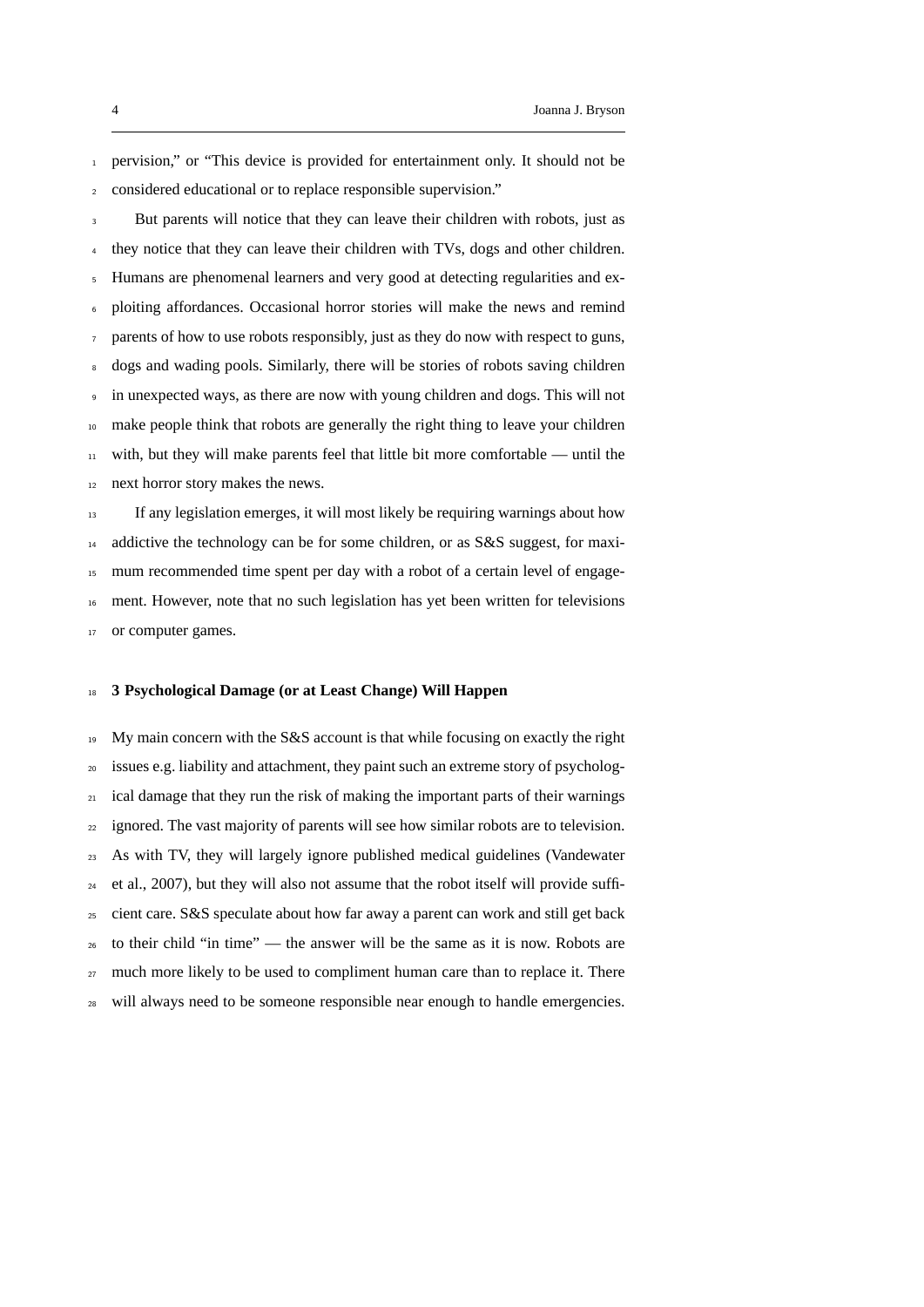pervision," or "This device is provided for entertainment only. It should not be considered educational or to replace responsible supervision."

But parents will notice that they can leave their children with robots, just as they notice that they can leave their children with TVs, dogs and other children. Humans are phenomenal learners and very good at detecting regularities and exploiting affordances. Occasional horror stories will make the news and remind parents of how to use robots responsibly, just as they do now with respect to guns, dogs and wading pools. Similarly, there will be stories of robots saving children in unexpected ways, as there are now with young children and dogs. This will not make people think that robots are generally the right thing to leave your children with, but they will make parents feel that little bit more comfortable — until the next horror story makes the news.

If any legislation emerges, it will most likely be requiring warnings about how addictive the technology can be for some children, or as S&S suggest, for maximum recommended time spent per day with a robot of a certain level of engagement. However, note that no such legislation has yet been written for televisions or computer games.

## 3 Psychological Damage (or at Least Change) Will Happen

My main concern with the S&S account is that while focusing on exactly the right issues e.g. liability and attachment, they paint such an extreme story of psychological damage that they run the risk of making the important parts of their warnings ignored. The vast majority of parents will see how similar robots are to television. As with TV, they will largely ignore published medical guidelines (Vandewater et al., 2007), but they will also not assume that the robot itself will provide sufficient care. S&S speculate about how far away a parent can work and still get back to their child "in time" — the answer will be the same as it is now. Robots are much more likely to be used to compliment human care than to replace it. There will always need to be someone responsible near enough to handle emergencies.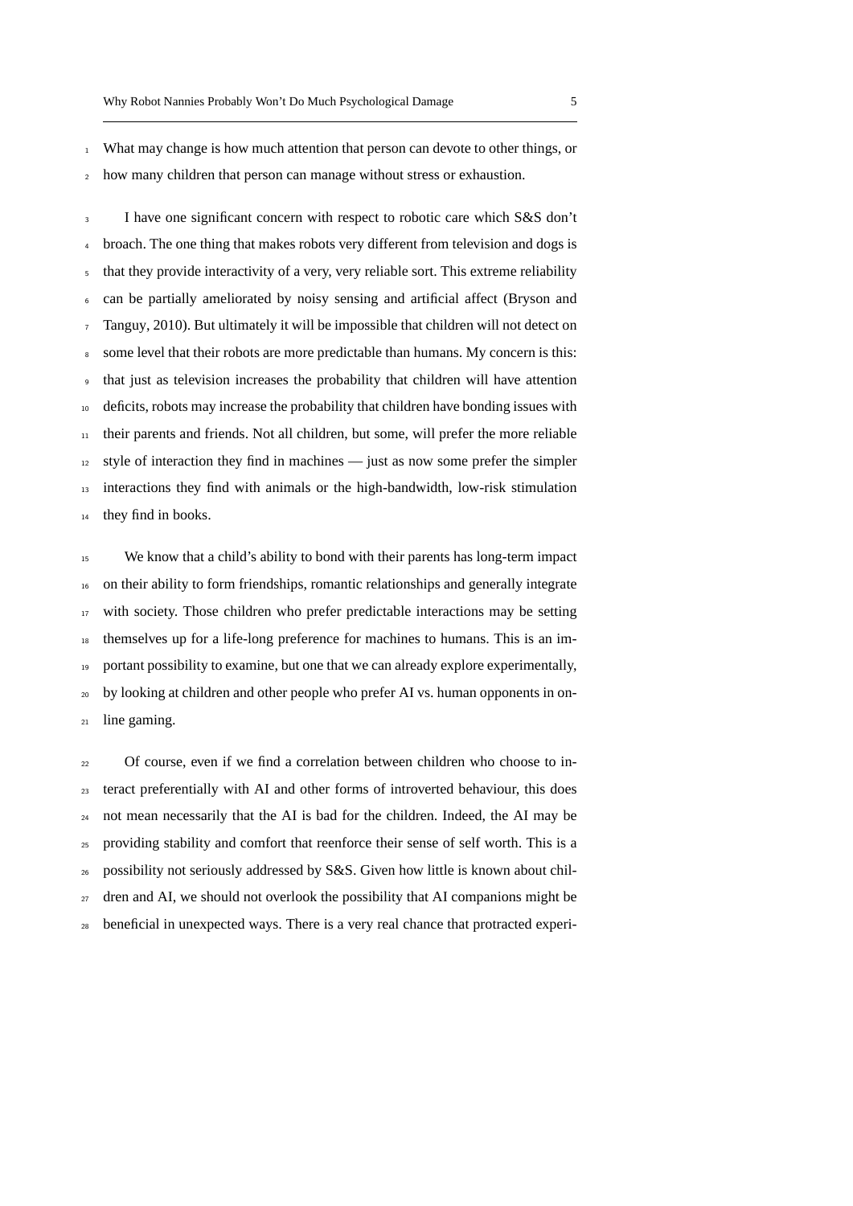What may change is how much attention that person can devote to other things, or how many children that person can manage without stress or exhaustion.

I have one significant concern with respect to robotic care which S&S don't broach. The one thing that makes robots very different from television and dogs is that they provide interactivity of a very, very reliable sort. This extreme reliability can be partially ameliorated by noisy sensing and artificial affect (Bryson and Tanguy, 2010). But ultimately it will be impossible that children will not detect on some level that their robots are more predictable than humans. My concern is this: that just as television increases the probability that children will have attention deficits, robots may increase the probability that children have bonding issues with their parents and friends. Not all children, but some, will prefer the more reliable style of interaction they find in machines — just as now some prefer the simpler interactions they find with animals or the high-bandwidth, low-risk stimulation they find in books.

We know that a child's ability to bond with their parents has long-term impact on their ability to form friendships, romantic relationships and generally integrate with society. Those children who prefer predictable interactions may be setting themselves up for a life-long preference for machines to humans. This is an important possibility to examine, but one that we can already explore experimentally, by looking at children and other people who prefer AI vs. human opponents in on-line gaming.

Of course, even if we find a correlation between children who choose to interact preferentially with AI and other forms of introverted behaviour, this does not mean necessarily that the AI is bad for the children. Indeed, the AI may be providing stability and comfort that reenforce their sense of self worth. This is a possibility not seriously addressed by S&S. Given how little is known about children and AI, we should not overlook the possibility that AI companions might be beneficial in unexpected ways. There is a very real chance that protracted experi-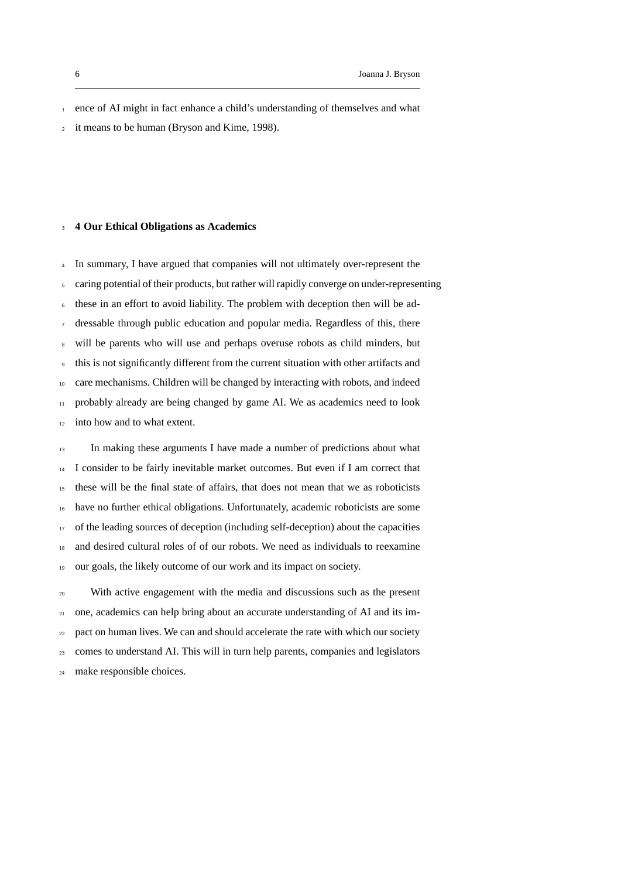ence of AI might in fact enhance a child's understanding of themselves and what it means to be human (Bryson and Kime, 1998).

## 4 Our Ethical Obligations as Academics

In summary, I have argued that companies will not ultimately over-represent the caring potential of their products, but rather will rapidly converge on under-representing these in an effort to avoid liability. The problem with deception then will be addressable through public education and popular media. Regardless of this, there will be parents who will use and perhaps overuse robots as child minders, but this is not significantly different from the current situation with other artifacts and care mechanisms. Children will be changed by interacting with robots, and indeed probably already are being changed by game AI. We as academics need to look into how and to what extent.

In making these arguments I have made a number of predictions about what I consider to be fairly inevitable market outcomes. But even if I am correct that these will be the final state of affairs, that does not mean that we as roboticists have no further ethical obligations. Unfortunately, academic roboticists are some of the leading sources of deception (including self-deception) about the capacities and desired cultural roles of of our robots. We need as individuals to reexamine our goals, the likely outcome of our work and its impact on society.

With active engagement with the media and discussions such as the present one, academics can help bring about an accurate understanding of AI and its impact on human lives. We can and should accelerate the rate with which our society comes to understand AI. This will in turn help parents, companies and legislators make responsible choices.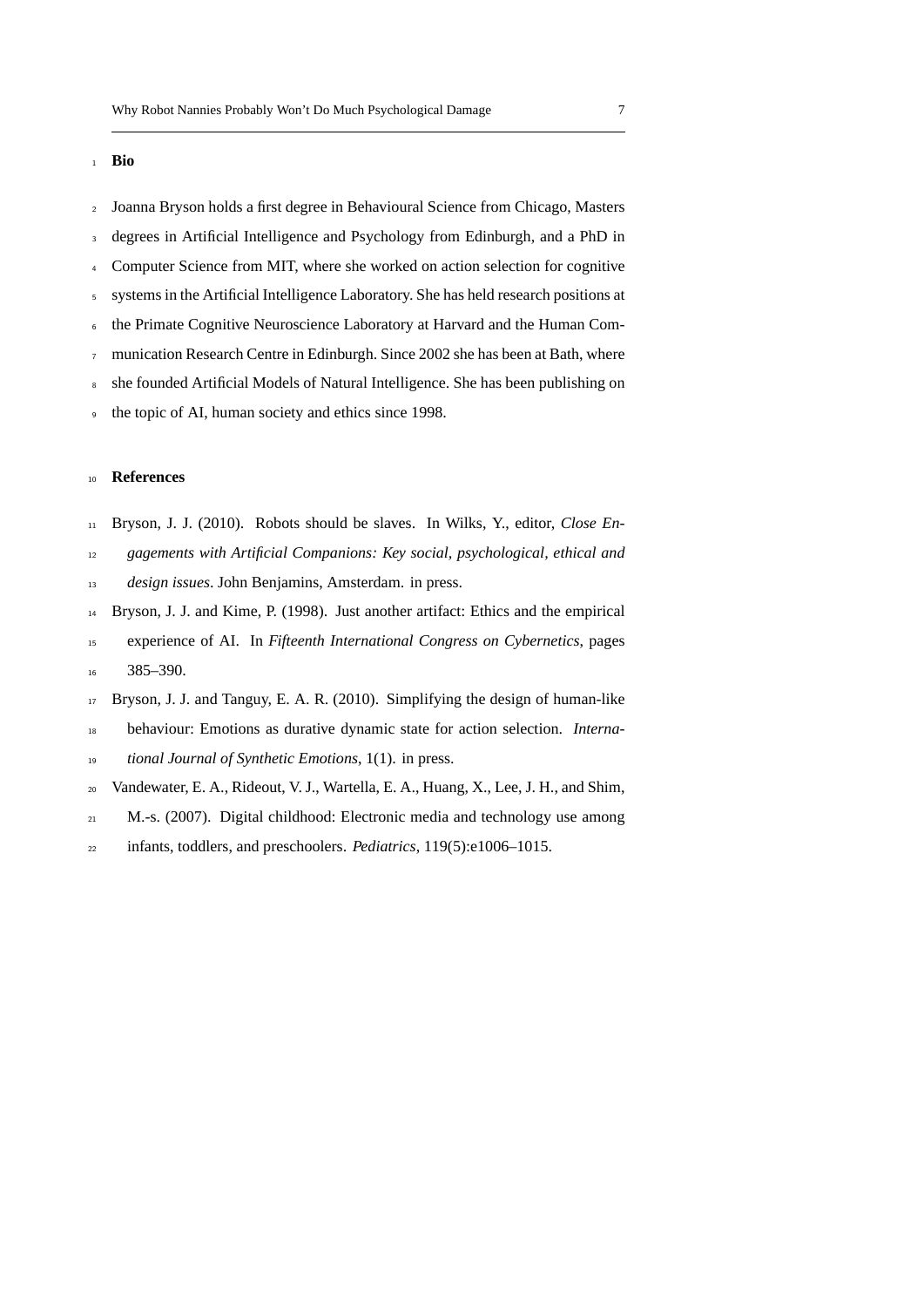## Bio

Joanna Bryson holds a first degree in Behavioural Science from Chicago, Masters degrees in Artificial Intelligence and Psychology from Edinburgh, and a PhD in Computer Science from MIT, where she worked on action selection for cognitive systems in the Artificial Intelligence Laboratory. She has held research positions at the Primate Cognitive Neuroscience Laboratory at Harvard and the Human Communication Research Centre in Edinburgh. Since 2002 she has been at Bath, where she founded Artificial Models of Natural Intelligence. She has been publishing on the topic of AI, human society and ethics since 1998.

## References

Bryson, J. J. (2010). Robots should be slaves. In Wilks, Y., editor, *Close Engagements with Artificial Companions: Key social, psychological, ethical and design issues*. John Benjamins, Amsterdam. in press.

Bryson, J. J. and Kime, P. (1998). Just another artifact: Ethics and the empirical experience of AI. In *Fifteenth International Congress on Cybernetics*, pages 385–390.

Bryson, J. J. and Tanguy, E. A. R. (2010). Simplifying the design of human-like behaviour: Emotions as durative dynamic state for action selection. *International Journal of Synthetic Emotions*, 1(1). in press.

Vandewater, E. A., Rideout, V. J., Wartella, E. A., Huang, X., Lee, J. H., and Shim, M.-s. (2007). Digital childhood: Electronic media and technology use among infants, toddlers, and preschoolers. *Pediatrics*, 119(5):e1006–1015.